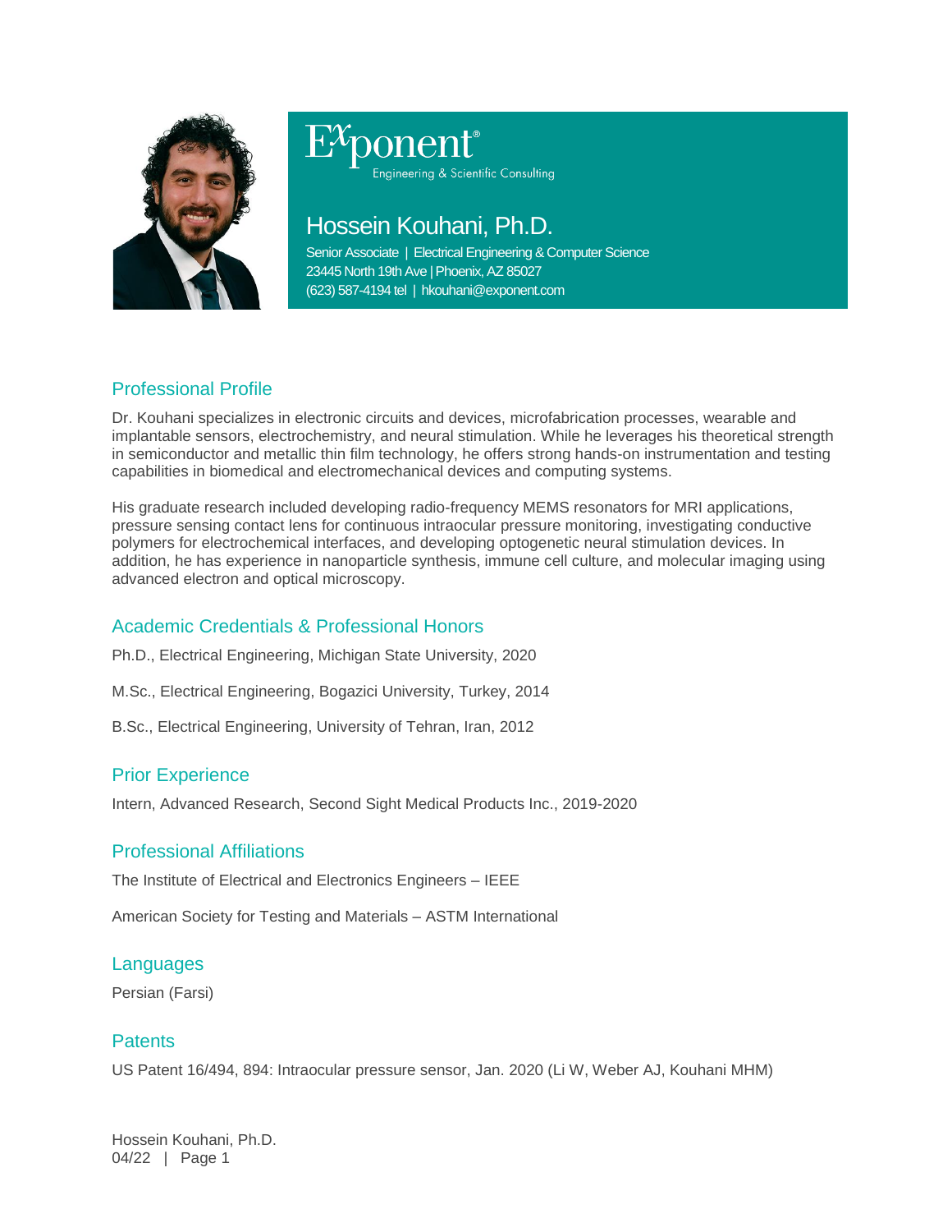Exponent®
Engineering & Scientific Consulting

# Hossein Kouhani, Ph.D.

Senior Associate | Electrical Engineering & Computer Science
23445 North 19th Ave | Phoenix, AZ 85027
(623) 587-4194 tel | hkouhani@exponent.com

## Professional Profile

Dr. Kouhani specializes in electronic circuits and devices, microfabrication processes, wearable and implantable sensors, electrochemistry, and neural stimulation. While he leverages his theoretical strength in semiconductor and metallic thin film technology, he offers strong hands-on instrumentation and testing capabilities in biomedical and electromechanical devices and computing systems.

His graduate research included developing radio-frequency MEMS resonators for MRI applications, pressure sensing contact lens for continuous intraocular pressure monitoring, investigating conductive polymers for electrochemical interfaces, and developing optogenetic neural stimulation devices. In addition, he has experience in nanoparticle synthesis, immune cell culture, and molecular imaging using advanced electron and optical microscopy.

## Academic Credentials & Professional Honors

Ph.D., Electrical Engineering, Michigan State University, 2020

M.Sc., Electrical Engineering, Bogazici University, Turkey, 2014

B.Sc., Electrical Engineering, University of Tehran, Iran, 2012

## Prior Experience

Intern, Advanced Research, Second Sight Medical Products Inc., 2019-2020

## Professional Affiliations

The Institute of Electrical and Electronics Engineers – IEEE

American Society for Testing and Materials – ASTM International

## Languages

Persian (Farsi)

## Patents

US Patent 16/494, 894: Intraocular pressure sensor, Jan. 2020 (Li W, Weber AJ, Kouhani MHM)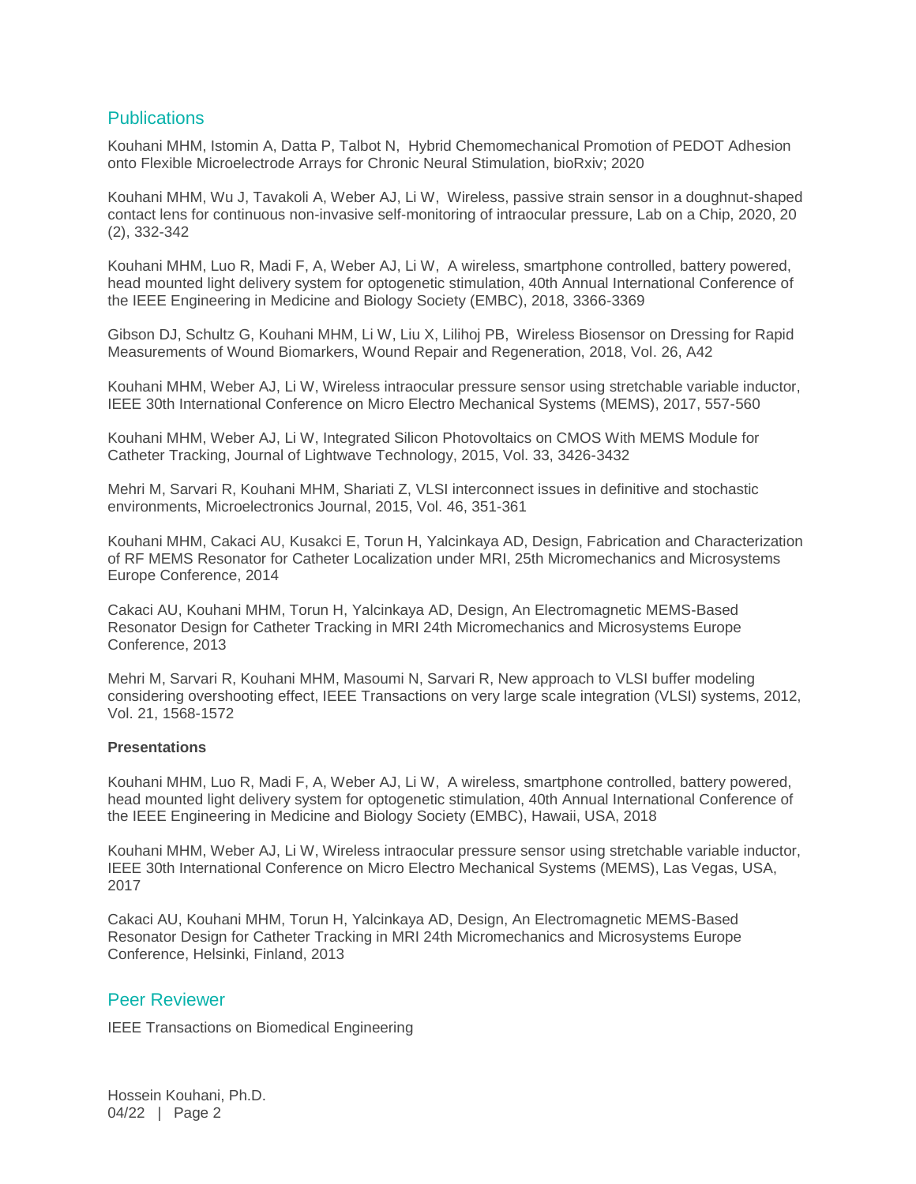## Publications

Kouhani MHM, Istomin A, Datta P, Talbot N, Hybrid Chemomechanical Promotion of PEDOT Adhesion onto Flexible Microelectrode Arrays for Chronic Neural Stimulation, bioRxiv; 2020

Kouhani MHM, Wu J, Tavakoli A, Weber AJ, Li W, Wireless, passive strain sensor in a doughnut-shaped contact lens for continuous non-invasive self-monitoring of intraocular pressure, Lab on a Chip, 2020, 20 (2), 332-342

Kouhani MHM, Luo R, Madi F, A, Weber AJ, Li W, A wireless, smartphone controlled, battery powered, head mounted light delivery system for optogenetic stimulation, 40th Annual International Conference of the IEEE Engineering in Medicine and Biology Society (EMBC), 2018, 3366-3369

Gibson DJ, Schultz G, Kouhani MHM, Li W, Liu X, Lilihoj PB, Wireless Biosensor on Dressing for Rapid Measurements of Wound Biomarkers, Wound Repair and Regeneration, 2018, Vol. 26, A42

Kouhani MHM, Weber AJ, Li W, Wireless intraocular pressure sensor using stretchable variable inductor, IEEE 30th International Conference on Micro Electro Mechanical Systems (MEMS), 2017, 557-560

Kouhani MHM, Weber AJ, Li W, Integrated Silicon Photovoltaics on CMOS With MEMS Module for Catheter Tracking, Journal of Lightwave Technology, 2015, Vol. 33, 3426-3432

Mehri M, Sarvari R, Kouhani MHM, Shariati Z, VLSI interconnect issues in definitive and stochastic environments, Microelectronics Journal, 2015, Vol. 46, 351-361

Kouhani MHM, Cakaci AU, Kusakci E, Torun H, Yalcinkaya AD, Design, Fabrication and Characterization of RF MEMS Resonator for Catheter Localization under MRI, 25th Micromechanics and Microsystems Europe Conference, 2014

Cakaci AU, Kouhani MHM, Torun H, Yalcinkaya AD, Design, An Electromagnetic MEMS-Based Resonator Design for Catheter Tracking in MRI 24th Micromechanics and Microsystems Europe Conference, 2013

Mehri M, Sarvari R, Kouhani MHM, Masoumi N, Sarvari R, New approach to VLSI buffer modeling considering overshooting effect, IEEE Transactions on very large scale integration (VLSI) systems, 2012, Vol. 21, 1568-1572

**Presentations**

Kouhani MHM, Luo R, Madi F, A, Weber AJ, Li W, A wireless, smartphone controlled, battery powered, head mounted light delivery system for optogenetic stimulation, 40th Annual International Conference of the IEEE Engineering in Medicine and Biology Society (EMBC), Hawaii, USA, 2018

Kouhani MHM, Weber AJ, Li W, Wireless intraocular pressure sensor using stretchable variable inductor, IEEE 30th International Conference on Micro Electro Mechanical Systems (MEMS), Las Vegas, USA, 2017

Cakaci AU, Kouhani MHM, Torun H, Yalcinkaya AD, Design, An Electromagnetic MEMS-Based Resonator Design for Catheter Tracking in MRI 24th Micromechanics and Microsystems Europe Conference, Helsinki, Finland, 2013

## Peer Reviewer

IEEE Transactions on Biomedical Engineering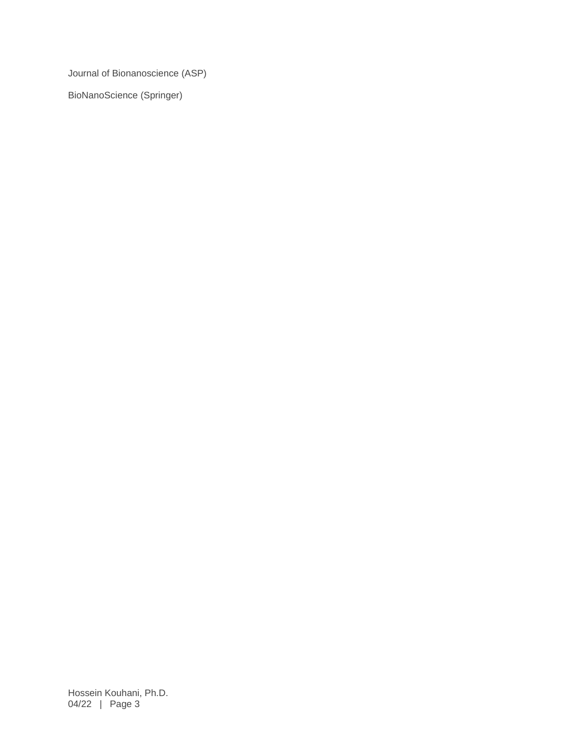Journal of Bionanoscience (ASP)

BioNanoScience (Springer)